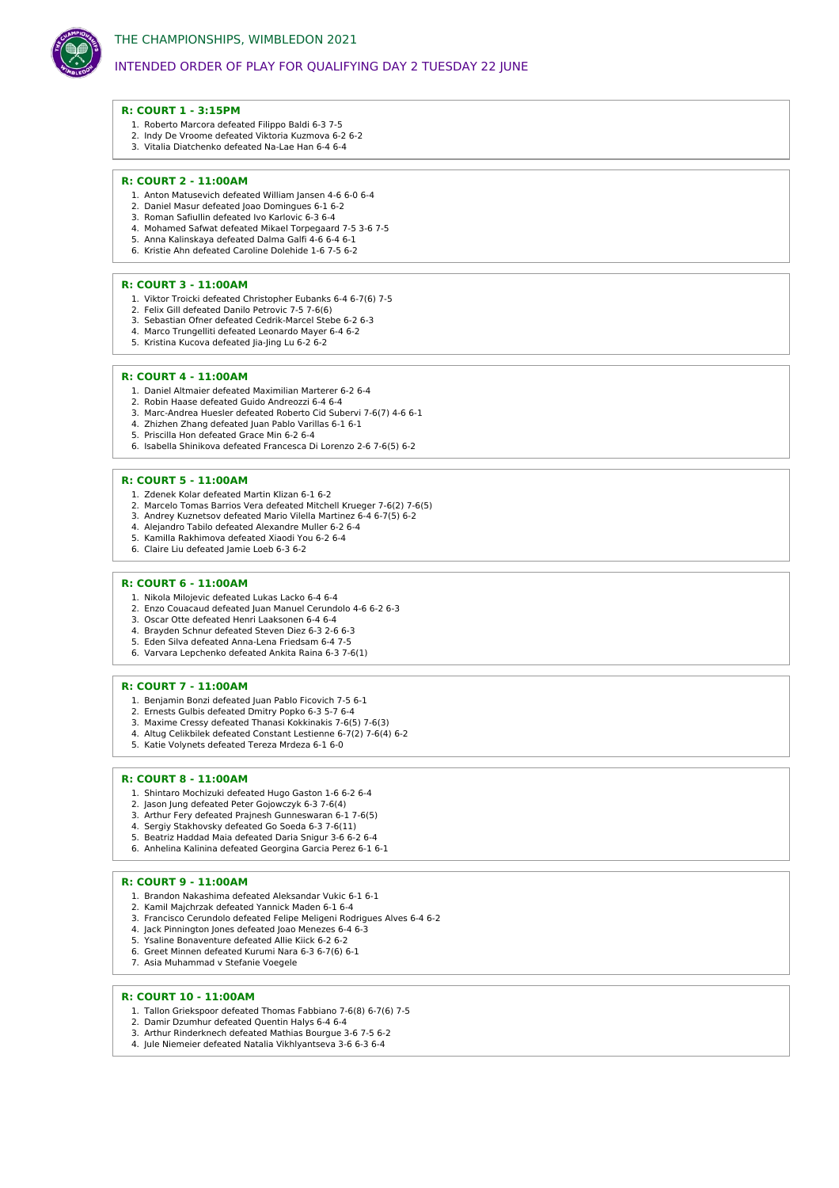# THE CHAMPIONSHIPS, WIMBLEDON 2021

## INTENDED ORDER OF PLAY FOR QUALIFYING DAY 2 TUESDAY 22 JUNE

### R: COURT 1 - 3:15PM

1. Roberto Marcora defeated Filippo Baldi 6-3 7-5
2. Indy De Vroome defeated Viktoria Kuzmova 6-2 6-2
3. Vitalia Diatchenko defeated Na-Lae Han 6-4 6-4

### R: COURT 2 - 11:00AM

1. Anton Matusevich defeated William Jansen 4-6 6-0 6-4
2. Daniel Masur defeated Joao Domingues 6-1 6-2
3. Roman Safiullin defeated Ivo Karlovic 6-3 6-4
4. Mohamed Safwat defeated Mikael Torpegaard 7-5 3-6 7-5
5. Anna Kalinskaya defeated Dalma Galfi 4-6 6-4 6-1
6. Kristie Ahn defeated Caroline Dolehide 1-6 7-5 6-2

### R: COURT 3 - 11:00AM

1. Viktor Troicki defeated Christopher Eubanks 6-4 6-7(6) 7-5
2. Felix Gill defeated Danilo Petrovic 7-5 7-6(6)
3. Sebastian Ofner defeated Cedrik-Marcel Stebe 6-2 6-3
4. Marco Trungelliti defeated Leonardo Mayer 6-4 6-2
5. Kristina Kucova defeated Jia-Jing Lu 6-2 6-2

### R: COURT 4 - 11:00AM

1. Daniel Altmaier defeated Maximilian Marterer 6-2 6-4
2. Robin Haase defeated Guido Andreozzi 6-4 6-4
3. Marc-Andrea Huesler defeated Roberto Cid Subervi 7-6(7) 4-6 6-1
4. Zhizhen Zhang defeated Juan Pablo Varillas 6-1 6-1
5. Priscilla Hon defeated Grace Min 6-2 6-4
6. Isabella Shinikova defeated Francesca Di Lorenzo 2-6 7-6(5) 6-2

### R: COURT 5 - 11:00AM

1. Zdenek Kolar defeated Martin Klizan 6-1 6-2
2. Marcelo Tomas Barrios Vera defeated Mitchell Krueger 7-6(2) 7-6(5)
3. Andrey Kuznetsov defeated Mario Vilella Martinez 6-4 6-7(5) 6-2
4. Alejandro Tabilo defeated Alexandre Muller 6-2 6-4
5. Kamilla Rakhimova defeated Xiaodi You 6-2 6-4
6. Claire Liu defeated Jamie Loeb 6-3 6-2

### R: COURT 6 - 11:00AM

1. Nikola Milojevic defeated Lukas Lacko 6-4 6-4
2. Enzo Couacaud defeated Juan Manuel Cerundolo 4-6 6-2 6-3
3. Oscar Otte defeated Henri Laaksonen 6-4 6-4
4. Brayden Schnur defeated Steven Diez 6-3 2-6 6-3
5. Eden Silva defeated Anna-Lena Friedsam 6-4 7-5
6. Varvara Lepchenko defeated Ankita Raina 6-3 7-6(1)

### R: COURT 7 - 11:00AM

1. Benjamin Bonzi defeated Juan Pablo Ficovich 7-5 6-1
2. Ernests Gulbis defeated Dmitry Popko 6-3 5-7 6-4
3. Maxime Cressy defeated Thanasi Kokkinakis 7-6(5) 7-6(3)
4. Altug Celikbilek defeated Constant Lestienne 6-7(2) 7-6(4) 6-2
5. Katie Volynets defeated Tereza Mrdeza 6-1 6-0

### R: COURT 8 - 11:00AM

1. Shintaro Mochizuki defeated Hugo Gaston 1-6 6-2 6-4
2. Jason Jung defeated Peter Gojowczyk 6-3 7-6(4)
3. Arthur Fery defeated Prajnesh Gunneswaran 6-1 7-6(5)
4. Sergiy Stakhovsky defeated Go Soeda 6-3 7-6(11)
5. Beatriz Haddad Maia defeated Daria Snigur 3-6 6-2 6-4
6. Anhelina Kalinina defeated Georgina Garcia Perez 6-1 6-1

### R: COURT 9 - 11:00AM

1. Brandon Nakashima defeated Aleksandar Vukic 6-1 6-1
2. Kamil Majchrzak defeated Yannick Maden 6-1 6-4
3. Francisco Cerundolo defeated Felipe Meligeni Rodrigues Alves 6-4 6-2
4. Jack Pinnington Jones defeated Joao Menezes 6-4 6-3
5. Ysaline Bonaventure defeated Allie Kiick 6-2 6-2
6. Greet Minnen defeated Kurumi Nara 6-3 6-7(6) 6-1
7. Asia Muhammad v Stefanie Voegele

### R: COURT 10 - 11:00AM

1. Tallon Griekspoor defeated Thomas Fabbiano 7-6(8) 6-7(6) 7-5
2. Damir Dzumhur defeated Quentin Halys 6-4 6-4
3. Arthur Rinderknech defeated Mathias Bourgue 3-6 7-5 6-2
4. Jule Niemeier defeated Natalia Vikhlyantseva 3-6 6-3 6-4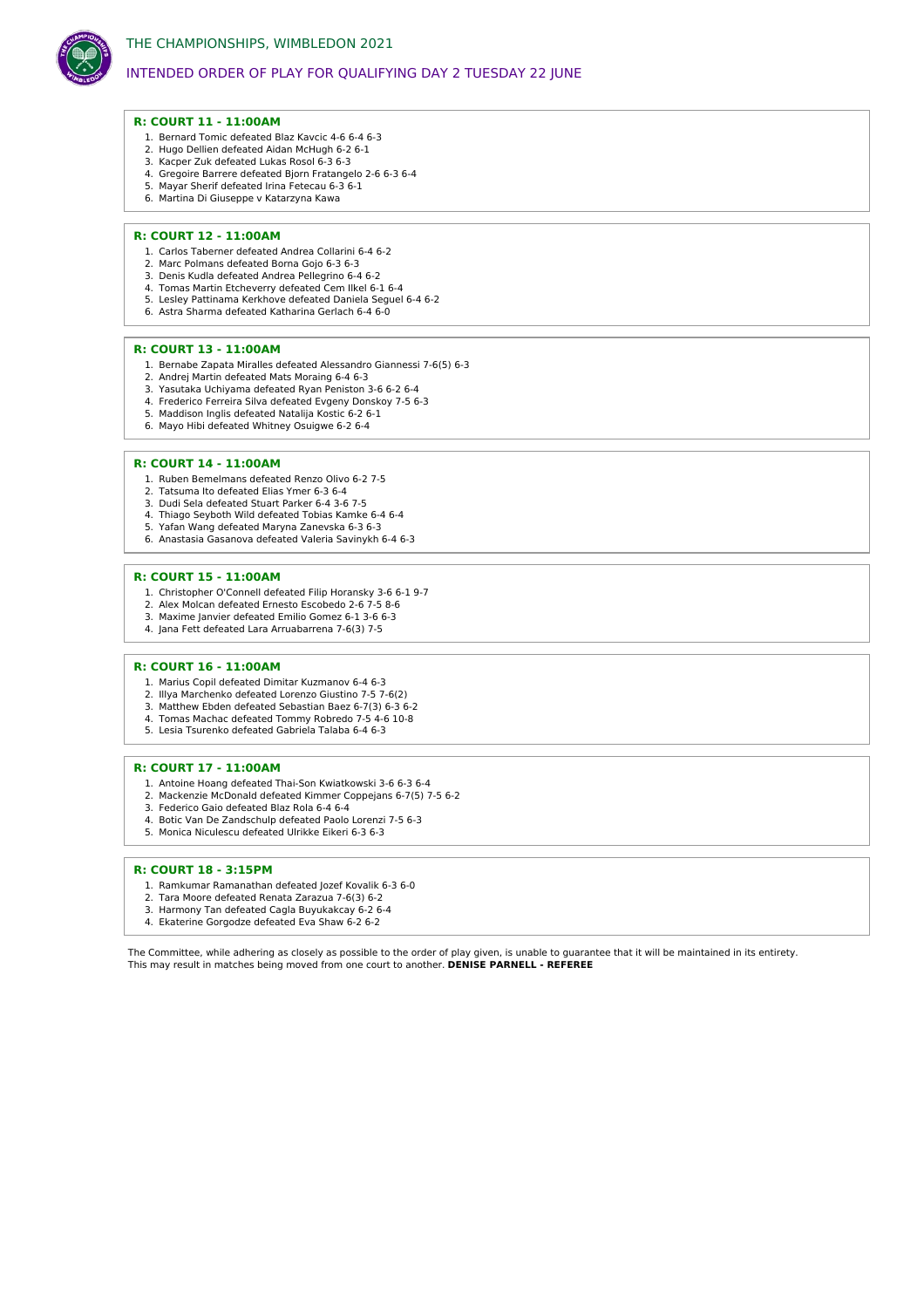# THE CHAMPIONSHIPS, WIMBLEDON 2021

## INTENDED ORDER OF PLAY FOR QUALIFYING DAY 2 TUESDAY 22 JUNE

### R: COURT 11 - 11:00AM

1. Bernard Tomic defeated Blaz Kavcic 4-6 6-4 6-3
2. Hugo Dellien defeated Aidan McHugh 6-2 6-1
3. Kacper Zuk defeated Lukas Rosol 6-3 6-3
4. Gregoire Barrere defeated Bjorn Fratangelo 2-6 6-3 6-4
5. Mayar Sherif defeated Irina Fetecau 6-3 6-1
6. Martina Di Giuseppe v Katarzyna Kawa

### R: COURT 12 - 11:00AM

1. Carlos Taberner defeated Andrea Collarini 6-4 6-2
2. Marc Polmans defeated Borna Gojo 6-3 6-3
3. Denis Kudla defeated Andrea Pellegrino 6-4 6-2
4. Tomas Martin Etcheverry defeated Cem Ilkel 6-1 6-4
5. Lesley Pattinama Kerkhove defeated Daniela Seguel 6-4 6-2
6. Astra Sharma defeated Katharina Gerlach 6-4 6-0

### R: COURT 13 - 11:00AM

1. Bernabe Zapata Miralles defeated Alessandro Giannessi 7-6(5) 6-3
2. Andrej Martin defeated Mats Moraing 6-4 6-3
3. Yasutaka Uchiyama defeated Ryan Peniston 3-6 6-2 6-4
4. Frederico Ferreira Silva defeated Evgeny Donskoy 7-5 6-3
5. Maddison Inglis defeated Natalija Kostic 6-2 6-1
6. Mayo Hibi defeated Whitney Osuigwe 6-2 6-4

### R: COURT 14 - 11:00AM

1. Ruben Bemelmans defeated Renzo Olivo 6-2 7-5
2. Tatsuma Ito defeated Elias Ymer 6-3 6-4
3. Dudi Sela defeated Stuart Parker 6-4 3-6 7-5
4. Thiago Seyboth Wild defeated Tobias Kamke 6-4 6-4
5. Yafan Wang defeated Maryna Zanevska 6-3 6-3
6. Anastasia Gasanova defeated Valeria Savinykh 6-4 6-3

### R: COURT 15 - 11:00AM

1. Christopher O'Connell defeated Filip Horansky 3-6 6-1 9-7
2. Alex Molcan defeated Ernesto Escobedo 2-6 7-5 8-6
3. Maxime Janvier defeated Emilio Gomez 6-1 3-6 6-3
4. Jana Fett defeated Lara Arruabarrena 7-6(3) 7-5

### R: COURT 16 - 11:00AM

1. Marius Copil defeated Dimitar Kuzmanov 6-4 6-3
2. Illya Marchenko defeated Lorenzo Giustino 7-5 7-6(2)
3. Matthew Ebden defeated Sebastian Baez 6-7(3) 6-3 6-2
4. Tomas Machac defeated Tommy Robredo 7-5 4-6 10-8
5. Lesia Tsurenko defeated Gabriela Talaba 6-4 6-3

### R: COURT 17 - 11:00AM

1. Antoine Hoang defeated Thai-Son Kwiatkowski 3-6 6-3 6-4
2. Mackenzie McDonald defeated Kimmer Coppejans 6-7(5) 7-5 6-2
3. Federico Gaio defeated Blaz Rola 6-4 6-4
4. Botic Van De Zandschulp defeated Paolo Lorenzi 7-5 6-3
5. Monica Niculescu defeated Ulrikke Eikeri 6-3 6-3

### R: COURT 18 - 3:15PM

1. Ramkumar Ramanathan defeated Jozef Kovalik 6-3 6-0
2. Tara Moore defeated Renata Zarazua 7-6(3) 6-2
3. Harmony Tan defeated Cagla Buyukakcay 6-2 6-4
4. Ekaterine Gorgodze defeated Eva Shaw 6-2 6-2

The Committee, while adhering as closely as possible to the order of play given, is unable to guarantee that it will be maintained in its entirety. This may result in matches being moved from one court to another. **DENISE PARNELL - REFEREE**